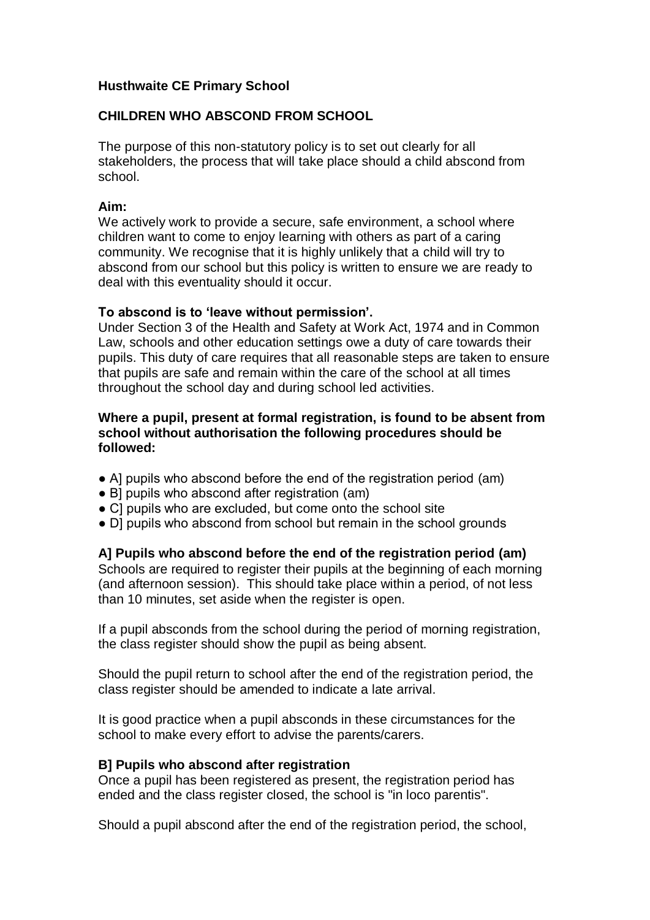**Husthwaite CE Primary School**

**CHILDREN WHO ABSCOND FROM SCHOOL**

The purpose of this non-statutory policy is to set out clearly for all stakeholders, the process that will take place should a child abscond from school.

**Aim:**
We actively work to provide a secure, safe environment, a school where children want to come to enjoy learning with others as part of a caring community. We recognise that it is highly unlikely that a child will try to abscond from our school but this policy is written to ensure we are ready to deal with this eventuality should it occur.

**To abscond is to 'leave without permission'.**
Under Section 3 of the Health and Safety at Work Act, 1974 and in Common Law, schools and other education settings owe a duty of care towards their pupils. This duty of care requires that all reasonable steps are taken to ensure that pupils are safe and remain within the care of the school at all times throughout the school day and during school led activities.

**Where a pupil, present at formal registration, is found to be absent from school without authorisation the following procedures should be followed:**

- A] pupils who abscond before the end of the registration period (am)
- B] pupils who abscond after registration (am)
- C] pupils who are excluded, but come onto the school site
- D] pupils who abscond from school but remain in the school grounds

**A] Pupils who abscond before the end of the registration period (am)**
Schools are required to register their pupils at the beginning of each morning (and afternoon session). This should take place within a period, of not less than 10 minutes, set aside when the register is open.

If a pupil absconds from the school during the period of morning registration, the class register should show the pupil as being absent.

Should the pupil return to school after the end of the registration period, the class register should be amended to indicate a late arrival.

It is good practice when a pupil absconds in these circumstances for the school to make every effort to advise the parents/carers.

**B] Pupils who abscond after registration**
Once a pupil has been registered as present, the registration period has ended and the class register closed, the school is "in loco parentis".

Should a pupil abscond after the end of the registration period, the school,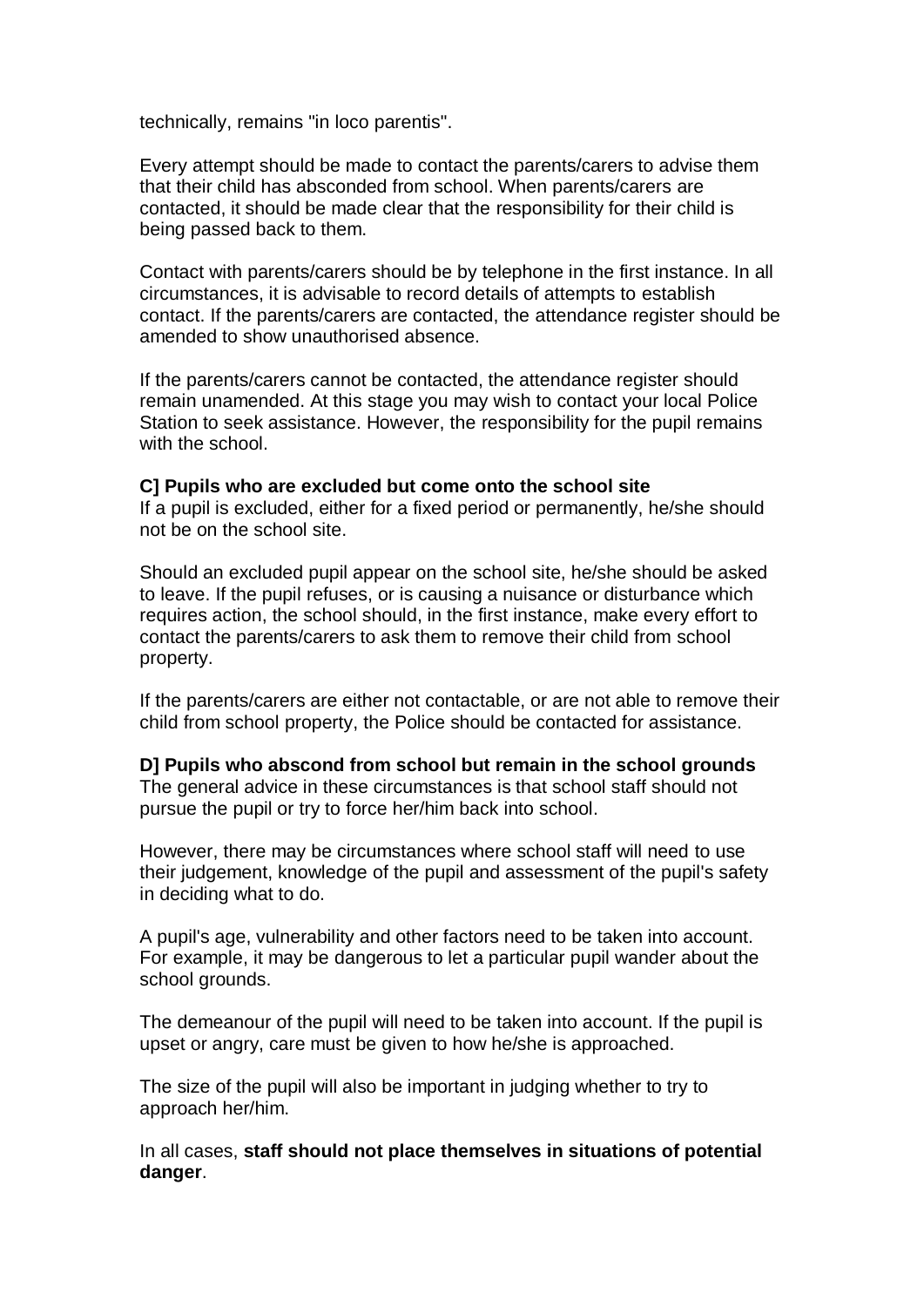technically, remains "in loco parentis".

Every attempt should be made to contact the parents/carers to advise them that their child has absconded from school. When parents/carers are contacted, it should be made clear that the responsibility for their child is being passed back to them.

Contact with parents/carers should be by telephone in the first instance. In all circumstances, it is advisable to record details of attempts to establish contact. If the parents/carers are contacted, the attendance register should be amended to show unauthorised absence.

If the parents/carers cannot be contacted, the attendance register should remain unamended. At this stage you may wish to contact your local Police Station to seek assistance. However, the responsibility for the pupil remains with the school.

**C] Pupils who are excluded but come onto the school site**
If a pupil is excluded, either for a fixed period or permanently, he/she should not be on the school site.

Should an excluded pupil appear on the school site, he/she should be asked to leave. If the pupil refuses, or is causing a nuisance or disturbance which requires action, the school should, in the first instance, make every effort to contact the parents/carers to ask them to remove their child from school property.

If the parents/carers are either not contactable, or are not able to remove their child from school property, the Police should be contacted for assistance.

**D] Pupils who abscond from school but remain in the school grounds**
The general advice in these circumstances is that school staff should not pursue the pupil or try to force her/him back into school.

However, there may be circumstances where school staff will need to use their judgement, knowledge of the pupil and assessment of the pupil's safety in deciding what to do.

A pupil's age, vulnerability and other factors need to be taken into account. For example, it may be dangerous to let a particular pupil wander about the school grounds.

The demeanour of the pupil will need to be taken into account. If the pupil is upset or angry, care must be given to how he/she is approached.

The size of the pupil will also be important in judging whether to try to approach her/him.

In all cases, **staff should not place themselves in situations of potential danger**.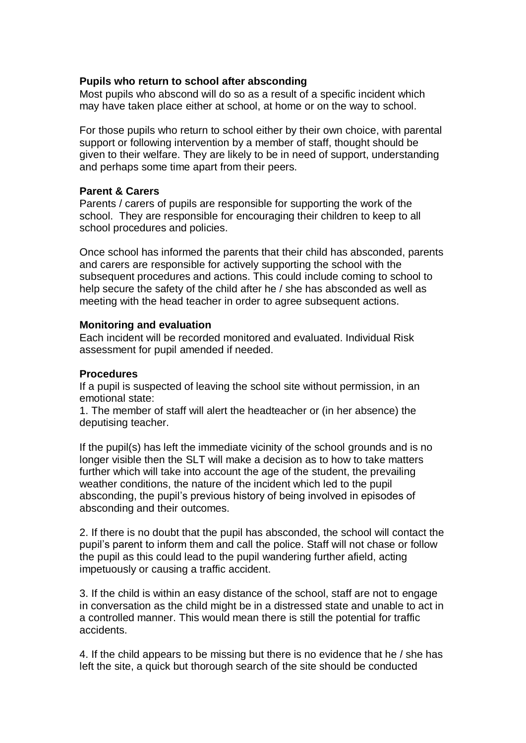**Pupils who return to school after absconding**

Most pupils who abscond will do so as a result of a specific incident which may have taken place either at school, at home or on the way to school.

For those pupils who return to school either by their own choice, with parental support or following intervention by a member of staff, thought should be given to their welfare. They are likely to be in need of support, understanding and perhaps some time apart from their peers.

**Parent & Carers**

Parents / carers of pupils are responsible for supporting the work of the school. They are responsible for encouraging their children to keep to all school procedures and policies.

Once school has informed the parents that their child has absconded, parents and carers are responsible for actively supporting the school with the subsequent procedures and actions. This could include coming to school to help secure the safety of the child after he / she has absconded as well as meeting with the head teacher in order to agree subsequent actions.

**Monitoring and evaluation**

Each incident will be recorded monitored and evaluated. Individual Risk assessment for pupil amended if needed.

**Procedures**

If a pupil is suspected of leaving the school site without permission, in an emotional state:

1. The member of staff will alert the headteacher or (in her absence) the deputising teacher.

If the pupil(s) has left the immediate vicinity of the school grounds and is no longer visible then the SLT will make a decision as to how to take matters further which will take into account the age of the student, the prevailing weather conditions, the nature of the incident which led to the pupil absconding, the pupil's previous history of being involved in episodes of absconding and their outcomes.

2. If there is no doubt that the pupil has absconded, the school will contact the pupil's parent to inform them and call the police. Staff will not chase or follow the pupil as this could lead to the pupil wandering further afield, acting impetuously or causing a traffic accident.

3. If the child is within an easy distance of the school, staff are not to engage in conversation as the child might be in a distressed state and unable to act in a controlled manner. This would mean there is still the potential for traffic accidents.

4. If the child appears to be missing but there is no evidence that he / she has left the site, a quick but thorough search of the site should be conducted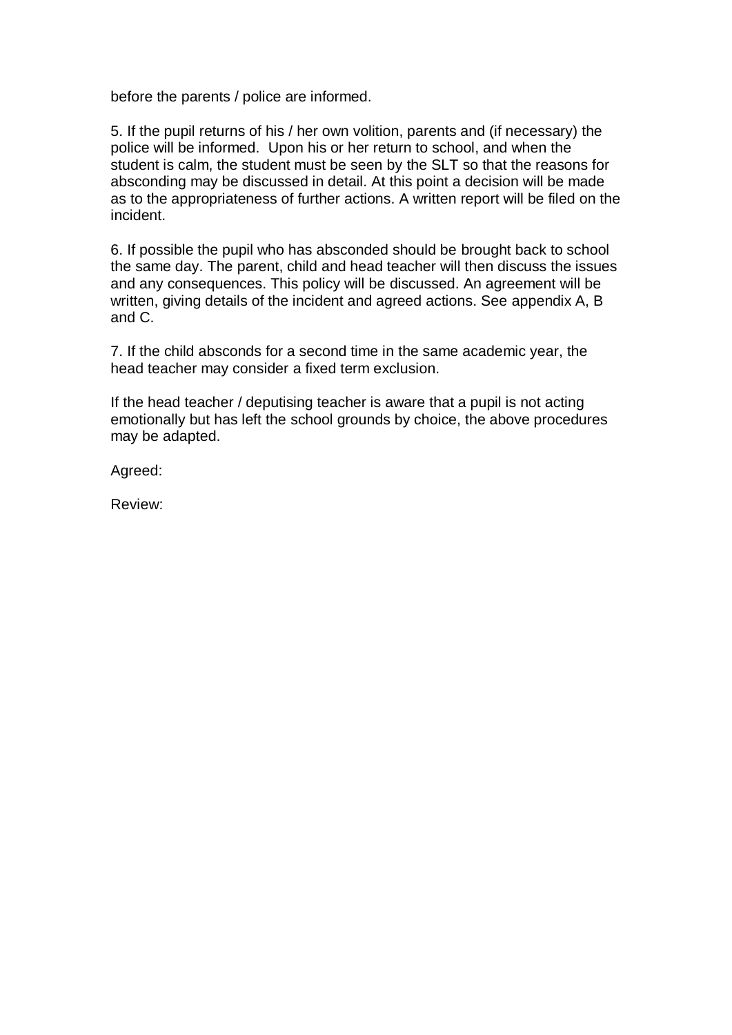before the parents / police are informed.

5. If the pupil returns of his / her own volition, parents and (if necessary) the police will be informed. Upon his or her return to school, and when the student is calm, the student must be seen by the SLT so that the reasons for absconding may be discussed in detail. At this point a decision will be made as to the appropriateness of further actions. A written report will be filed on the incident.

6. If possible the pupil who has absconded should be brought back to school the same day. The parent, child and head teacher will then discuss the issues and any consequences. This policy will be discussed. An agreement will be written, giving details of the incident and agreed actions. See appendix A, B and C.

7. If the child absconds for a second time in the same academic year, the head teacher may consider a fixed term exclusion.

If the head teacher / deputising teacher is aware that a pupil is not acting emotionally but has left the school grounds by choice, the above procedures may be adapted.

Agreed:

Review: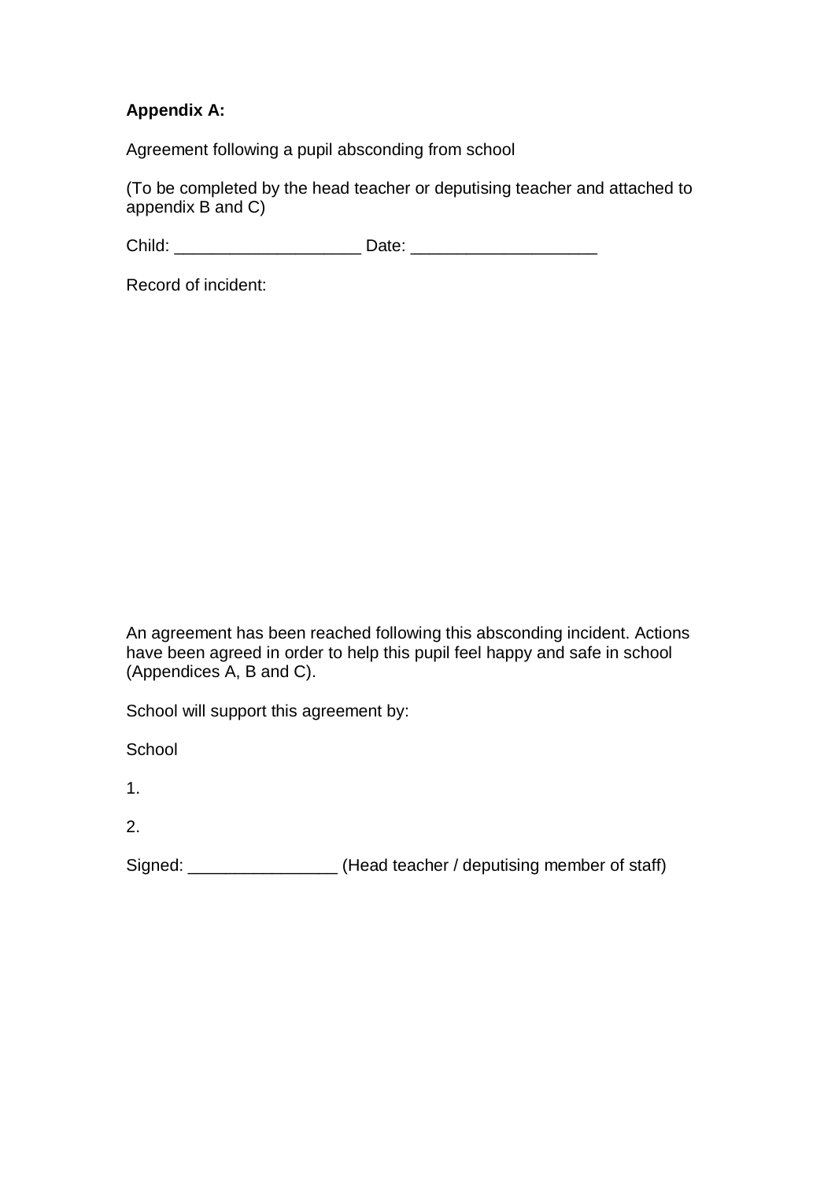**Appendix A:**

Agreement following a pupil absconding from school

(To be completed by the head teacher or deputising teacher and attached to appendix B and C)

Child: ___________________ Date: ___________________

Record of incident:

An agreement has been reached following this absconding incident. Actions have been agreed in order to help this pupil feel happy and safe in school (Appendices A, B and C).

School will support this agreement by:

School

1.

2.

Signed: ________________ (Head teacher / deputising member of staff)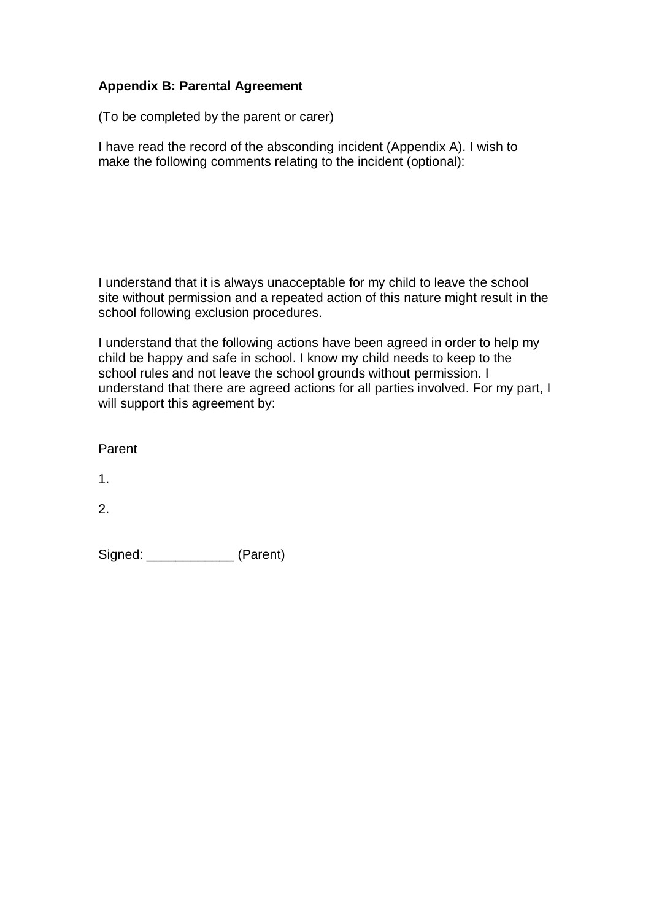**Appendix B: Parental Agreement**

(To be completed by the parent or carer)

I have read the record of the absconding incident (Appendix A). I wish to make the following comments relating to the incident (optional):

I understand that it is always unacceptable for my child to leave the school site without permission and a repeated action of this nature might result in the school following exclusion procedures.

I understand that the following actions have been agreed in order to help my child be happy and safe in school. I know my child needs to keep to the school rules and not leave the school grounds without permission. I understand that there are agreed actions for all parties involved. For my part, I will support this agreement by:

Parent

1.

2.

Signed: ____________ (Parent)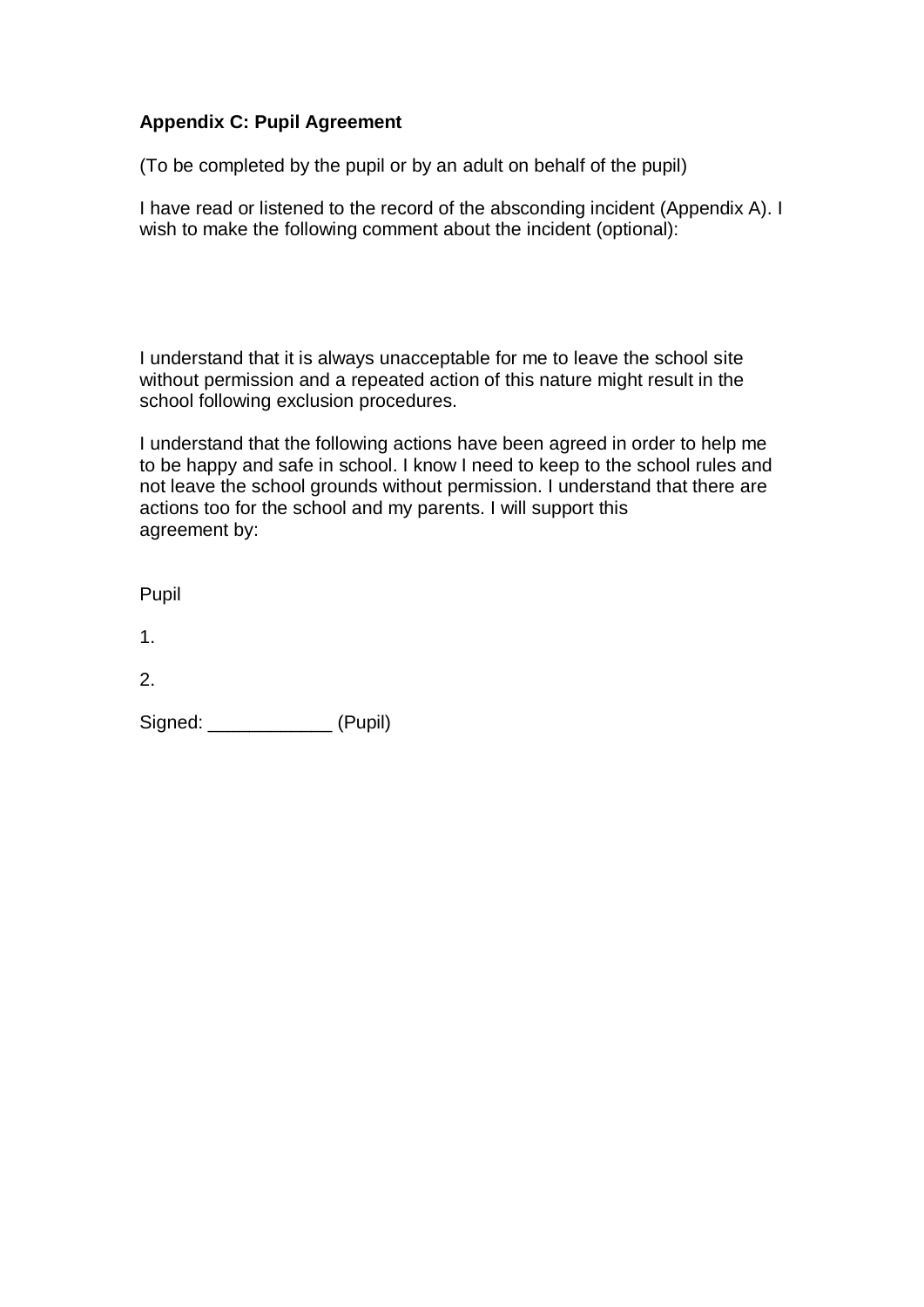**Appendix C: Pupil Agreement**

(To be completed by the pupil or by an adult on behalf of the pupil)

I have read or listened to the record of the absconding incident (Appendix A). I wish to make the following comment about the incident (optional):

I understand that it is always unacceptable for me to leave the school site without permission and a repeated action of this nature might result in the school following exclusion procedures.

I understand that the following actions have been agreed in order to help me to be happy and safe in school. I know I need to keep to the school rules and not leave the school grounds without permission. I understand that there are actions too for the school and my parents. I will support this agreement by:

Pupil

1.

2.

Signed: ____________ (Pupil)